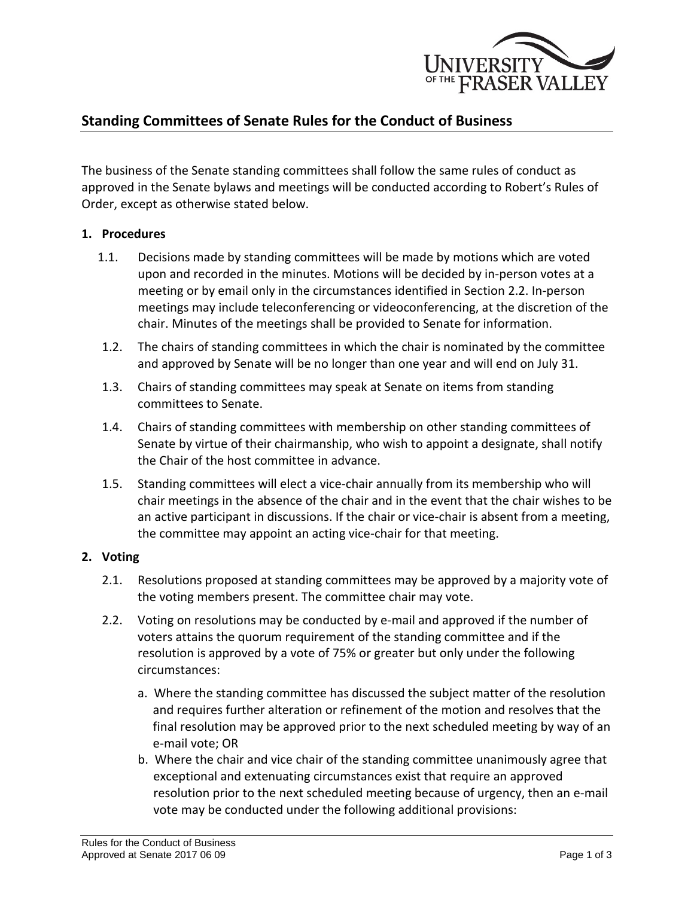## Standing Committees of Senate Rules for the Conduct of Business

The business of the Senate standing committees shall follow the same rules of conduct as approved in the Senate bylaws and meetings will be conducted according to Robert's Rules of Order, except as otherwise stated below.

**1. Procedures**

1.1. Decisions made by standing committees will be made by motions which are voted upon and recorded in the minutes. Motions will be decided by in-person votes at a meeting or by email only in the circumstances identified in Section 2.2. In-person meetings may include teleconferencing or videoconferencing, at the discretion of the chair. Minutes of the meetings shall be provided to Senate for information.

1.2. The chairs of standing committees in which the chair is nominated by the committee and approved by Senate will be no longer than one year and will end on July 31.

1.3. Chairs of standing committees may speak at Senate on items from standing committees to Senate.

1.4. Chairs of standing committees with membership on other standing committees of Senate by virtue of their chairmanship, who wish to appoint a designate, shall notify the Chair of the host committee in advance.

1.5. Standing committees will elect a vice-chair annually from its membership who will chair meetings in the absence of the chair and in the event that the chair wishes to be an active participant in discussions. If the chair or vice-chair is absent from a meeting, the committee may appoint an acting vice-chair for that meeting.

**2. Voting**

2.1. Resolutions proposed at standing committees may be approved by a majority vote of the voting members present. The committee chair may vote.

2.2. Voting on resolutions may be conducted by e-mail and approved if the number of voters attains the quorum requirement of the standing committee and if the resolution is approved by a vote of 75% or greater but only under the following circumstances:

a. Where the standing committee has discussed the subject matter of the resolution and requires further alteration or refinement of the motion and resolves that the final resolution may be approved prior to the next scheduled meeting by way of an e-mail vote; OR

b. Where the chair and vice chair of the standing committee unanimously agree that exceptional and extenuating circumstances exist that require an approved resolution prior to the next scheduled meeting because of urgency, then an e-mail vote may be conducted under the following additional provisions: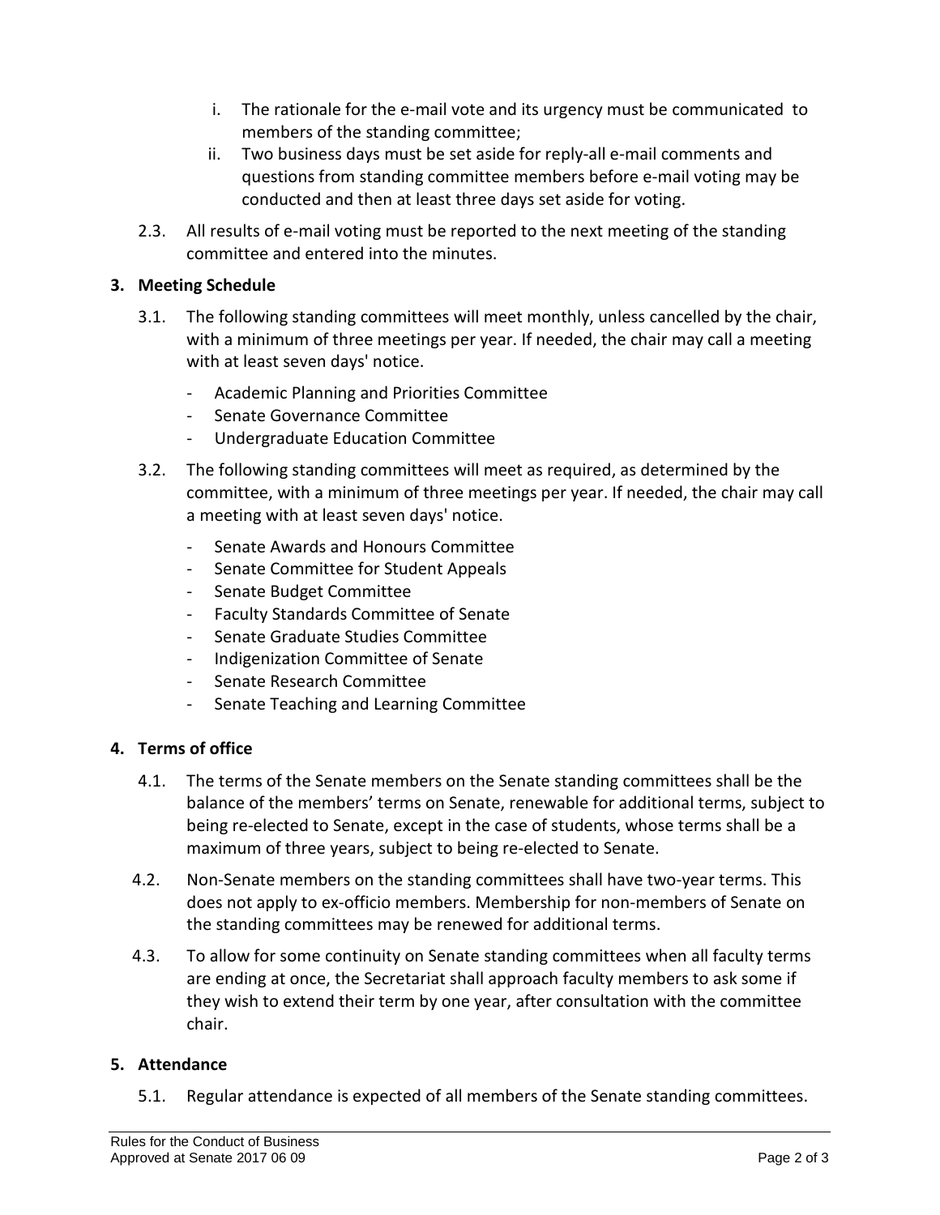i. The rationale for the e-mail vote and its urgency must be communicated to members of the standing committee;
ii. Two business days must be set aside for reply-all e-mail comments and questions from standing committee members before e-mail voting may be conducted and then at least three days set aside for voting.

2.3. All results of e-mail voting must be reported to the next meeting of the standing committee and entered into the minutes.

**3. Meeting Schedule**

3.1. The following standing committees will meet monthly, unless cancelled by the chair, with a minimum of three meetings per year. If needed, the chair may call a meeting with at least seven days' notice.

- Academic Planning and Priorities Committee
- Senate Governance Committee
- Undergraduate Education Committee

3.2. The following standing committees will meet as required, as determined by the committee, with a minimum of three meetings per year. If needed, the chair may call a meeting with at least seven days' notice.

- Senate Awards and Honours Committee
- Senate Committee for Student Appeals
- Senate Budget Committee
- Faculty Standards Committee of Senate
- Senate Graduate Studies Committee
- Indigenization Committee of Senate
- Senate Research Committee
- Senate Teaching and Learning Committee

**4. Terms of office**

4.1. The terms of the Senate members on the Senate standing committees shall be the balance of the members' terms on Senate, renewable for additional terms, subject to being re-elected to Senate, except in the case of students, whose terms shall be a maximum of three years, subject to being re-elected to Senate.

4.2. Non-Senate members on the standing committees shall have two-year terms. This does not apply to ex-officio members. Membership for non-members of Senate on the standing committees may be renewed for additional terms.

4.3. To allow for some continuity on Senate standing committees when all faculty terms are ending at once, the Secretariat shall approach faculty members to ask some if they wish to extend their term by one year, after consultation with the committee chair.

**5. Attendance**

5.1. Regular attendance is expected of all members of the Senate standing committees.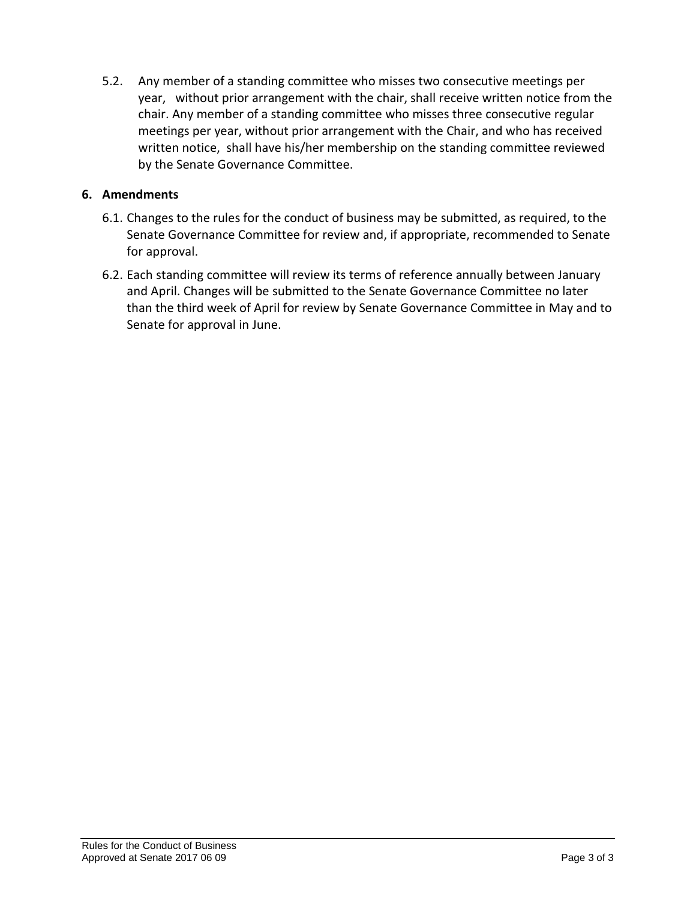5.2. Any member of a standing committee who misses two consecutive meetings per year, without prior arrangement with the chair, shall receive written notice from the chair. Any member of a standing committee who misses three consecutive regular meetings per year, without prior arrangement with the Chair, and who has received written notice, shall have his/her membership on the standing committee reviewed by the Senate Governance Committee.

## 6. Amendments

6.1. Changes to the rules for the conduct of business may be submitted, as required, to the Senate Governance Committee for review and, if appropriate, recommended to Senate for approval.

6.2. Each standing committee will review its terms of reference annually between January and April. Changes will be submitted to the Senate Governance Committee no later than the third week of April for review by Senate Governance Committee in May and to Senate for approval in June.